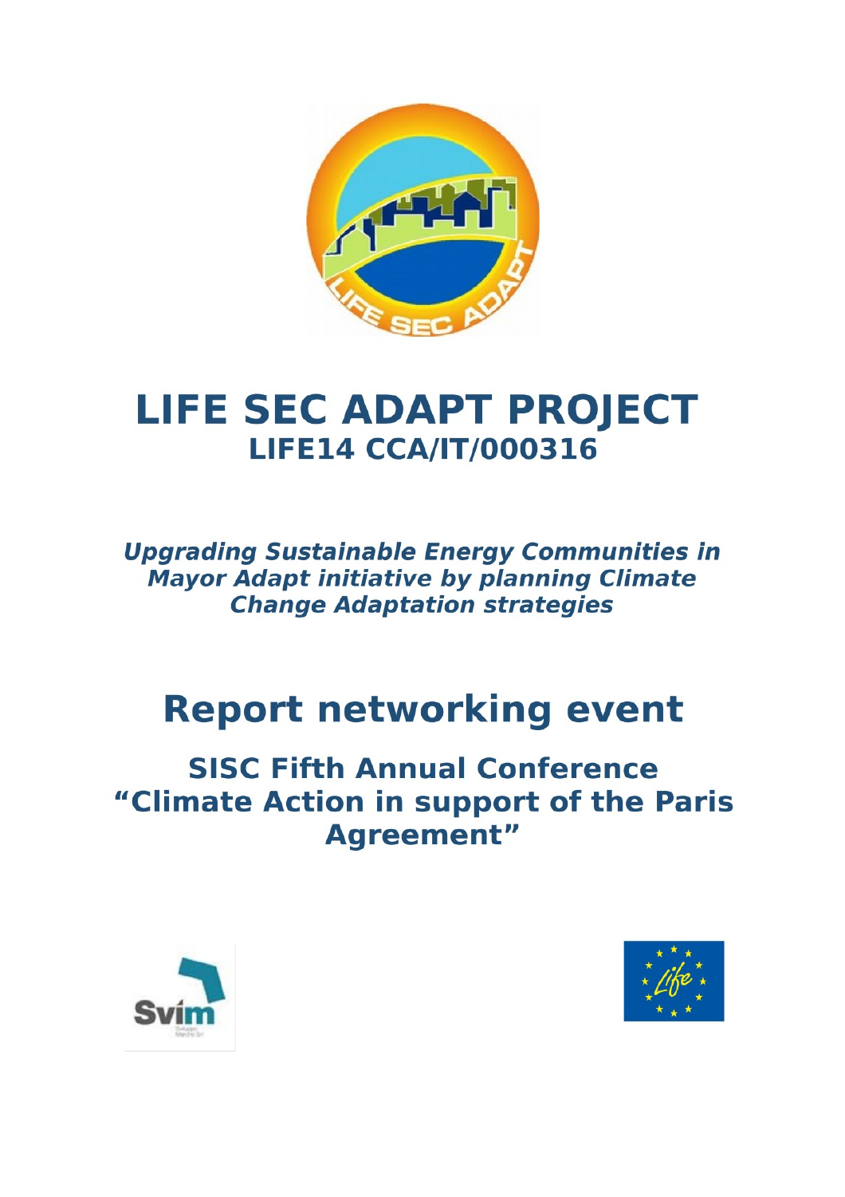# LIFE SEC ADAPT PROJECT

## LIFE14 CCA/IT/000316

***Upgrading Sustainable Energy Communities in Mayor Adapt initiative by planning Climate Change Adaptation strategies***

# Report networking event

## SISC Fifth Annual Conference "Climate Action in support of the Paris Agreement"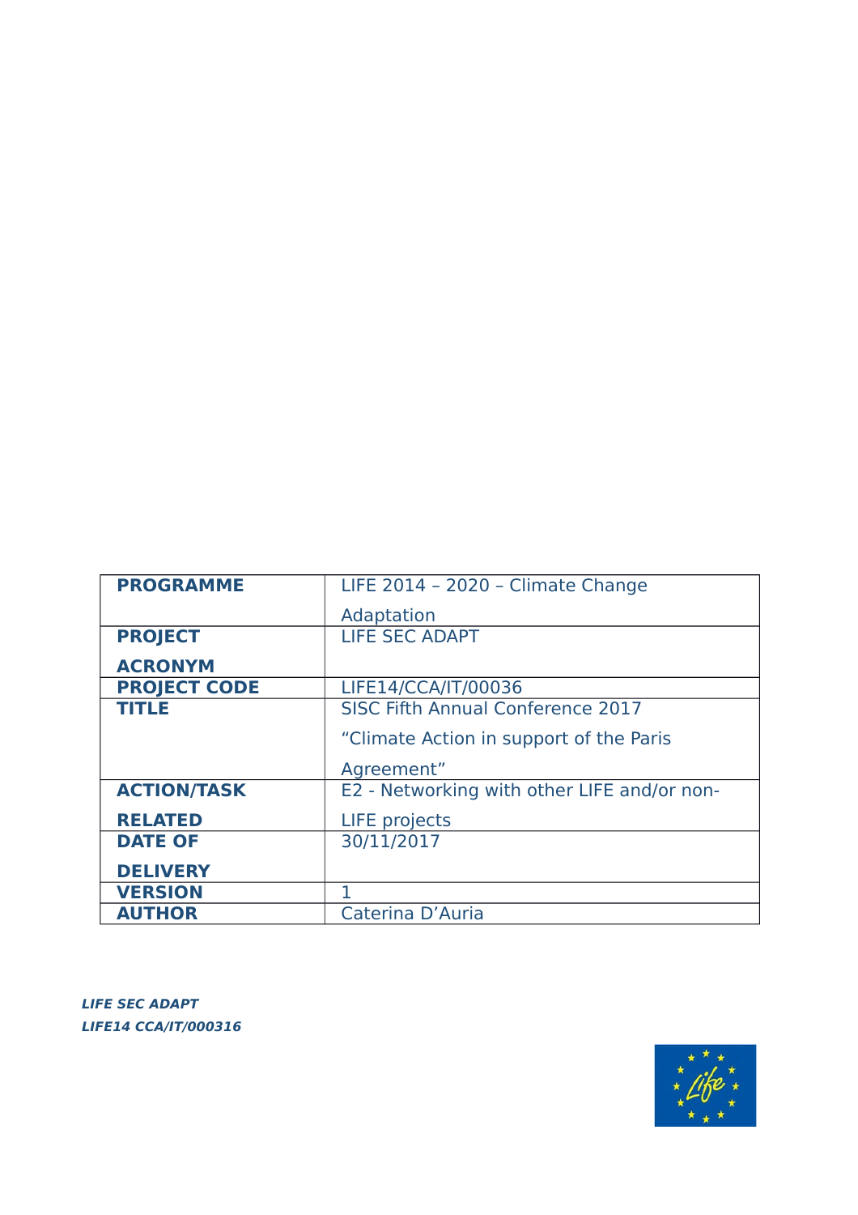| PROGRAMME | LIFE 2014 – 2020 – Climate Change Adaptation |
|---|---|
| PROJECT ACRONYM | LIFE SEC ADAPT |
| PROJECT CODE | LIFE14/CCA/IT/00036 |
| TITLE | SISC Fifth Annual Conference 2017 “Climate Action in support of the Paris Agreement” |
| ACTION/TASK RELATED | E2 - Networking with other LIFE and/or non-LIFE projects |
| DATE OF DELIVERY | 30/11/2017 |
| VERSION | 1 |
| AUTHOR | Caterina D’Auria |

***LIFE SEC ADAPT***
***LIFE14 CCA/IT/000316***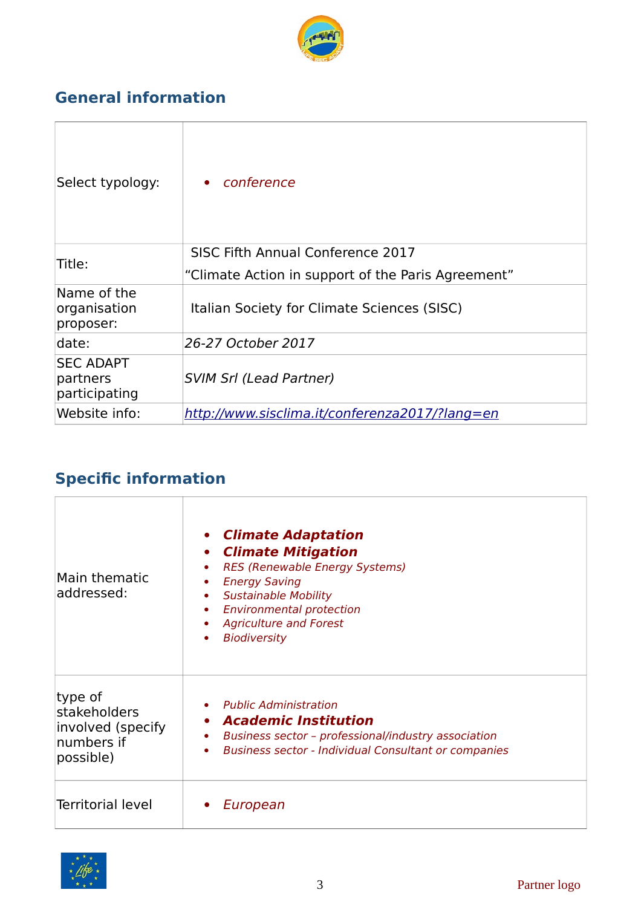## General information

| Select typology: | • *conference* |
|---|---|
| Title: | SISC Fifth Annual Conference 2017<br>“Climate Action in support of the Paris Agreement” |
| Name of the organisation proposer: | Italian Society for Climate Sciences (SISC) |
| date: | *26-27 October 2017* |
| SEC ADAPT partners participating | *SVIM Srl (Lead Partner)* |
| Website info: | *http://www.sisclima.it/conferenza2017/?lang=en* |

## Specific information

| Main thematic addressed: | • ***Climate Adaptation***<br>• ***Climate Mitigation***<br>• *RES (Renewable Energy Systems)*<br>• *Energy Saving*<br>• *Sustainable Mobility*<br>• *Environmental protection*<br>• *Agriculture and Forest*<br>• *Biodiversity* |
|---|---|
| type of stakeholders involved (specify numbers if possible) | • *Public Administration*<br>• ***Academic Institution***<br>• *Business sector – professional/industry association*<br>• *Business sector - Individual Consultant or companies* |
| Territorial level | • *European* |

Partner logo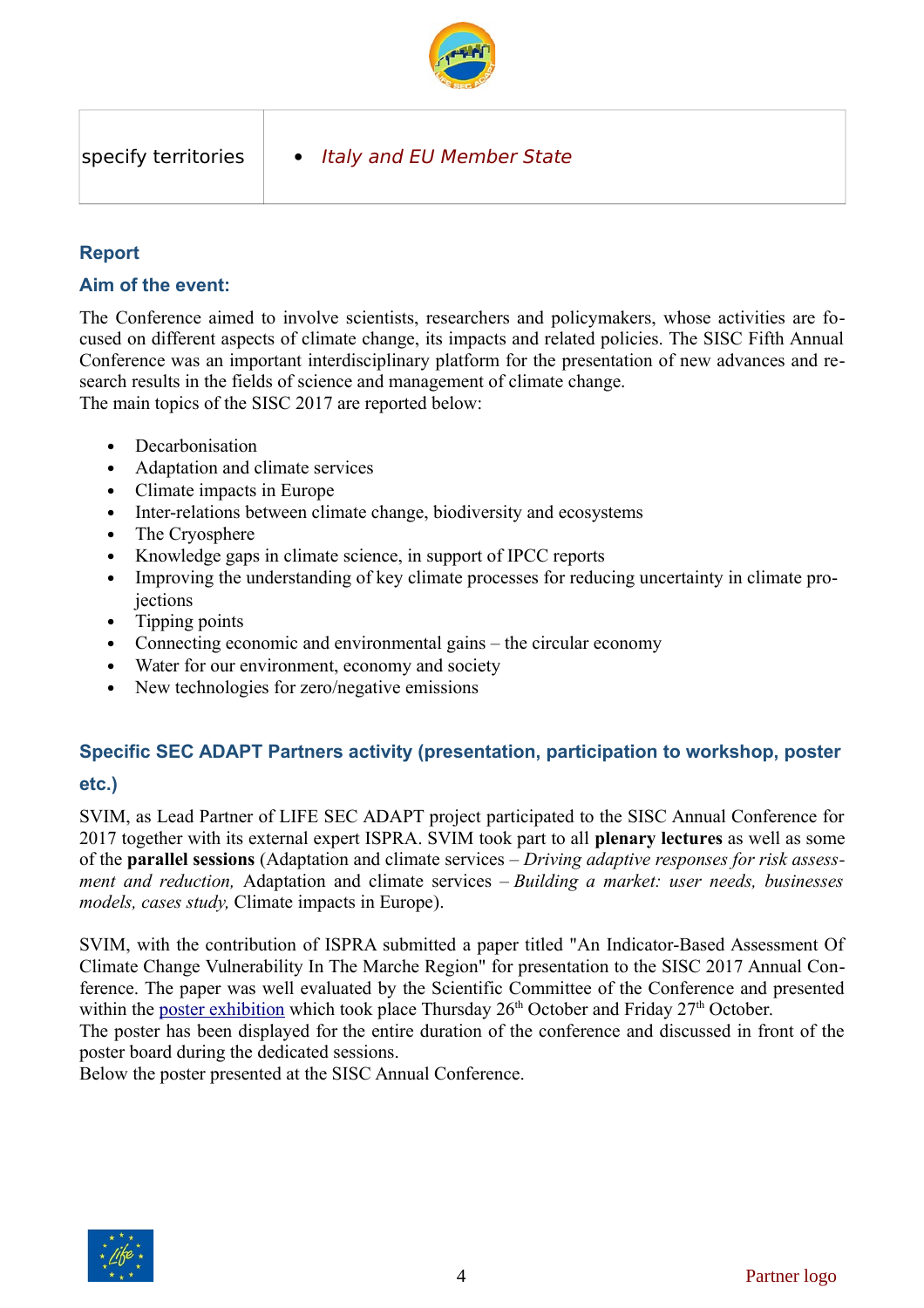| specify territories | • *Italy and EU Member State* |
|---|---|

### Report

### Aim of the event:

The Conference aimed to involve scientists, researchers and policymakers, whose activities are focused on different aspects of climate change, its impacts and related policies. The SISC Fifth Annual Conference was an important interdisciplinary platform for the presentation of new advances and research results in the fields of science and management of climate change.
The main topics of the SISC 2017 are reported below:

- Decarbonisation
- Adaptation and climate services
- Climate impacts in Europe
- Inter-relations between climate change, biodiversity and ecosystems
- The Cryosphere
- Knowledge gaps in climate science, in support of IPCC reports
- Improving the understanding of key climate processes for reducing uncertainty in climate projections
- Tipping points
- Connecting economic and environmental gains – the circular economy
- Water for our environment, economy and society
- New technologies for zero/negative emissions

### Specific SEC ADAPT Partners activity (presentation, participation to workshop, poster etc.)

SVIM, as Lead Partner of LIFE SEC ADAPT project participated to the SISC Annual Conference for 2017 together with its external expert ISPRA. SVIM took part to all **plenary lectures** as well as some of the **parallel sessions** (Adaptation and climate services – *Driving adaptive responses for risk assessment and reduction,* Adaptation and climate services – *Building a market: user needs, businesses models, cases study,* Climate impacts in Europe).

SVIM, with the contribution of ISPRA submitted a paper titled "An Indicator-Based Assessment Of Climate Change Vulnerability In The Marche Region" for presentation to the SISC 2017 Annual Conference. The paper was well evaluated by the Scientific Committee of the Conference and presented within the poster exhibition which took place Thursday 26th October and Friday 27th October.
The poster has been displayed for the entire duration of the conference and discussed in front of the poster board during the dedicated sessions.
Below the poster presented at the SISC Annual Conference.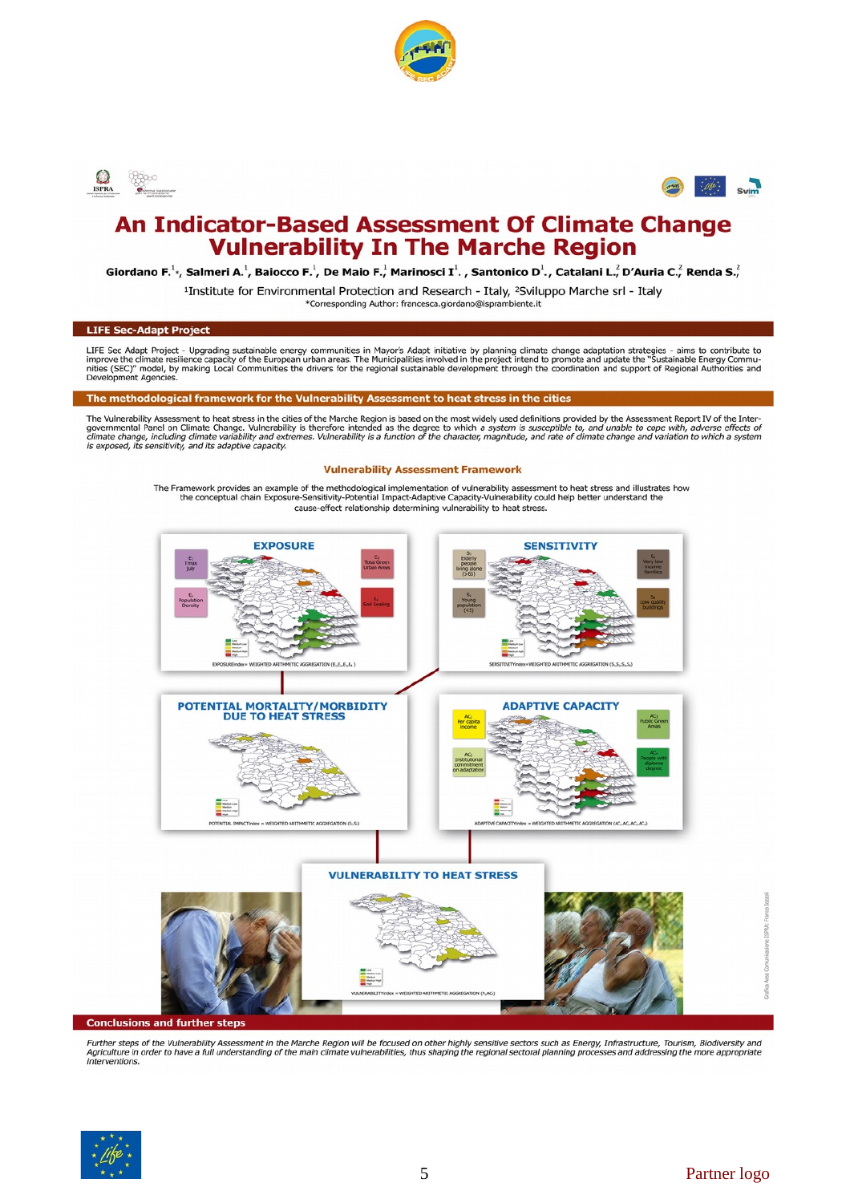# An Indicator-Based Assessment Of Climate Change Vulnerability In The Marche Region

**Giordano F.**[1]***, Salmeri A.**[1]**, Baiocco F.**[1]**, De Maio F.**[1]**, Marinosci I**[1]**., Santonico D**[1]**., Catalani L.**[2]**, D'Auria C.**[2]**, Renda S.**[2]

[1]Institute for Environmental Protection and Research - Italy, [2]Sviluppo Marche srl - Italy
*Corresponding Author: francesca.giordano@isprambiente.it

## LIFE Sec-Adapt Project

LIFE Sec Adapt Project - Upgrading sustainable energy communities in Mayor's Adapt initiative by planning climate change adaptation strategies - aims to contribute to improve the climate resilience capacity of the European urban areas. The Municipalities involved in the project intend to promote and update the "Sustainable Energy Communities (SEC)" model, by making Local Communities the drivers for the regional sustainable development through the coordination and support of Regional Authorities and Development Agencies.

## The methodological framework for the Vulnerability Assessment to heat stress in the cities

The Vulnerability Assessment to heat stress in the cities of the Marche Region is based on the most widely used definitions provided by the Assessment Report IV of the Intergovernmental Panel on Climate Change. Vulnerability is therefore intended as the degree to which *a system is susceptible to, and unable to cope with, adverse effects of climate change, including climate variability and extremes. Vulnerability is a function of the character, magnitude, and rate of climate change and variation to which a system is exposed, its sensitivity, and its adaptive capacity.*

### Vulnerability Assessment Framework

The Framework provides an example of the methodological implementation of vulnerability assessment to heat stress and illustrates how the conceptual chain Exposure-Sensitivity-Potential Impact-Adaptive Capacity-Vulnerability could help better understand the cause-effect relationship determining vulnerability to heat stress.

## Conclusions and further steps

*Further steps of the Vulnerability Assessment in the Marche Region will be focused on other highly sensitive sectors such as Energy, Infrastructure, Tourism, Biodiversity and Agriculture in order to have a full understanding of the main climate vulnerabilities, thus shaping the regional sectoral planning processes and addressing the more appropriate interventions.*

Partner logo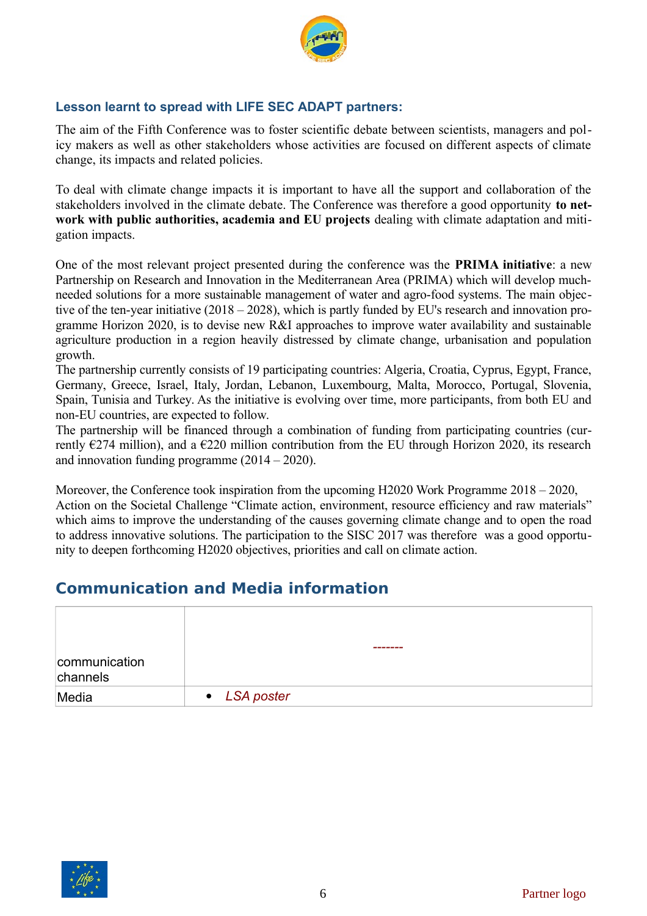### Lesson learnt to spread with LIFE SEC ADAPT partners:

The aim of the Fifth Conference was to foster scientific debate between scientists, managers and policy makers as well as other stakeholders whose activities are focused on different aspects of climate change, its impacts and related policies.

To deal with climate change impacts it is important to have all the support and collaboration of the stakeholders involved in the climate debate. The Conference was therefore a good opportunity **to network with public authorities, academia and EU projects** dealing with climate adaptation and mitigation impacts.

One of the most relevant project presented during the conference was the **PRIMA initiative**: a new Partnership on Research and Innovation in the Mediterranean Area (PRIMA) which will develop much-needed solutions for a more sustainable management of water and agro-food systems. The main objective of the ten-year initiative (2018 – 2028), which is partly funded by EU's research and innovation programme Horizon 2020, is to devise new R&I approaches to improve water availability and sustainable agriculture production in a region heavily distressed by climate change, urbanisation and population growth.
The partnership currently consists of 19 participating countries: Algeria, Croatia, Cyprus, Egypt, France, Germany, Greece, Israel, Italy, Jordan, Lebanon, Luxembourg, Malta, Morocco, Portugal, Slovenia, Spain, Tunisia and Turkey. As the initiative is evolving over time, more participants, from both EU and non-EU countries, are expected to follow.
The partnership will be financed through a combination of funding from participating countries (currently €274 million), and a €220 million contribution from the EU through Horizon 2020, its research and innovation funding programme (2014 – 2020).

Moreover, the Conference took inspiration from the upcoming H2020 Work Programme 2018 – 2020, Action on the Societal Challenge “Climate action, environment, resource efficiency and raw materials” which aims to improve the understanding of the causes governing climate change and to open the road to address innovative solutions. The participation to the SISC 2017 was therefore was a good opportunity to deepen forthcoming H2020 objectives, priorities and call on climate action.

## Communication and Media information

| | |
|---|---|
| communication channels | ------- |
| Media | • *LSA poster* |

Partner logo